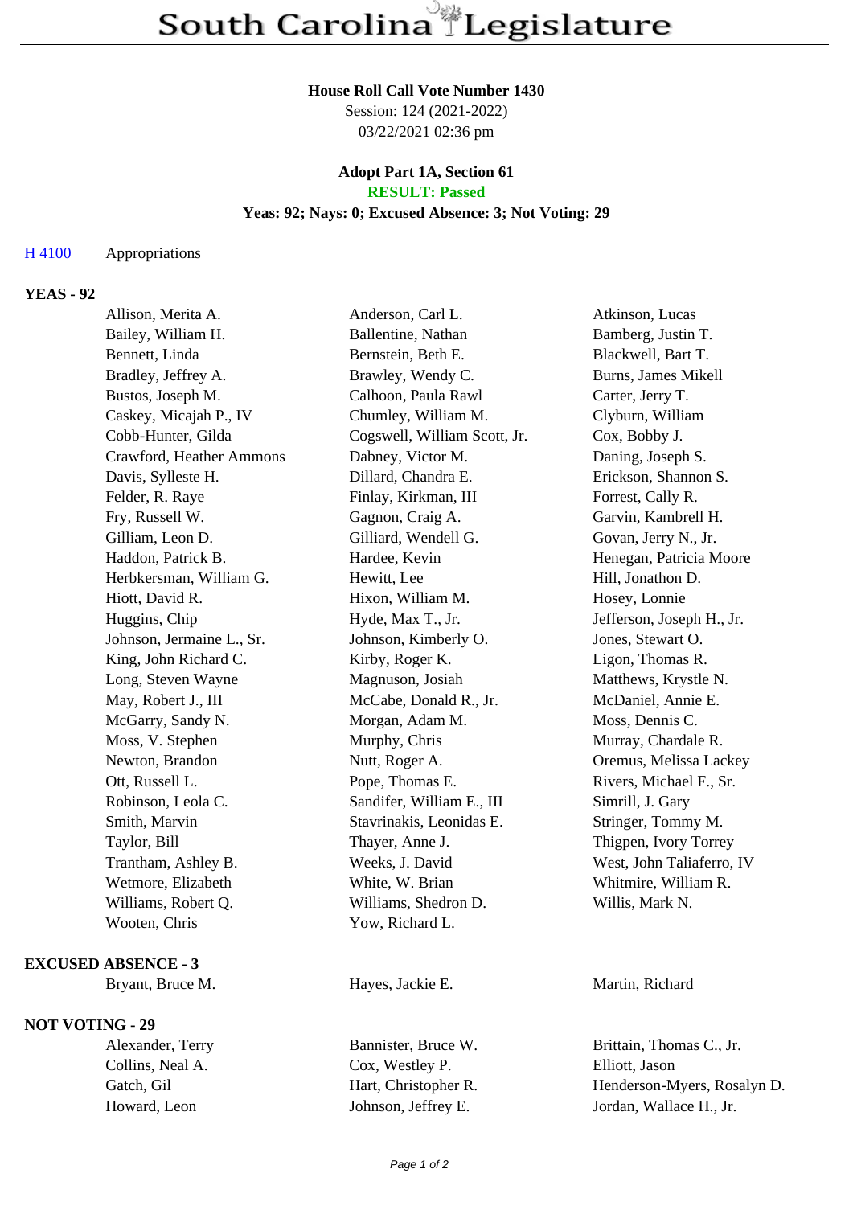# South Carolina Legislature

**House Roll Call Vote Number 1430**
Session: 124 (2021-2022)
03/22/2021 02:36 pm

**Adopt Part 1A, Section 61**
**RESULT: Passed**
**Yeas: 92; Nays: 0; Excused Absence: 3; Not Voting: 29**

H 4100 Appropriations

**YEAS - 92**

| | | |
|---|---|---|
| Allison, Merita A. | Anderson, Carl L. | Atkinson, Lucas |
| Bailey, William H. | Ballentine, Nathan | Bamberg, Justin T. |
| Bennett, Linda | Bernstein, Beth E. | Blackwell, Bart T. |
| Bradley, Jeffrey A. | Brawley, Wendy C. | Burns, James Mikell |
| Bustos, Joseph M. | Calhoon, Paula Rawl | Carter, Jerry T. |
| Caskey, Micajah P., IV | Chumley, William M. | Clyburn, William |
| Cobb-Hunter, Gilda | Cogswell, William Scott, Jr. | Cox, Bobby J. |
| Crawford, Heather Ammons | Dabney, Victor M. | Daning, Joseph S. |
| Davis, Sylleste H. | Dillard, Chandra E. | Erickson, Shannon S. |
| Felder, R. Raye | Finlay, Kirkman, III | Forrest, Cally R. |
| Fry, Russell W. | Gagnon, Craig A. | Garvin, Kambrell H. |
| Gilliam, Leon D. | Gilliard, Wendell G. | Govan, Jerry N., Jr. |
| Haddon, Patrick B. | Hardee, Kevin | Henegan, Patricia Moore |
| Herbkersman, William G. | Hewitt, Lee | Hill, Jonathon D. |
| Hiott, David R. | Hixon, William M. | Hosey, Lonnie |
| Huggins, Chip | Hyde, Max T., Jr. | Jefferson, Joseph H., Jr. |
| Johnson, Jermaine L., Sr. | Johnson, Kimberly O. | Jones, Stewart O. |
| King, John Richard C. | Kirby, Roger K. | Ligon, Thomas R. |
| Long, Steven Wayne | Magnuson, Josiah | Matthews, Krystle N. |
| May, Robert J., III | McCabe, Donald R., Jr. | McDaniel, Annie E. |
| McGarry, Sandy N. | Morgan, Adam M. | Moss, Dennis C. |
| Moss, V. Stephen | Murphy, Chris | Murray, Chardale R. |
| Newton, Brandon | Nutt, Roger A. | Oremus, Melissa Lackey |
| Ott, Russell L. | Pope, Thomas E. | Rivers, Michael F., Sr. |
| Robinson, Leola C. | Sandifer, William E., III | Simrill, J. Gary |
| Smith, Marvin | Stavrinakis, Leonidas E. | Stringer, Tommy M. |
| Taylor, Bill | Thayer, Anne J. | Thigpen, Ivory Torrey |
| Trantham, Ashley B. | Weeks, J. David | West, John Taliaferro, IV |
| Wetmore, Elizabeth | White, W. Brian | Whitmire, William R. |
| Williams, Robert Q. | Williams, Shedron D. | Willis, Mark N. |
| Wooten, Chris | Yow, Richard L. | |

**EXCUSED ABSENCE - 3**

| | | |
|---|---|---|
| Bryant, Bruce M. | Hayes, Jackie E. | Martin, Richard |

**NOT VOTING - 29**

| | | |
|---|---|---|
| Alexander, Terry | Bannister, Bruce W. | Brittain, Thomas C., Jr. |
| Collins, Neal A. | Cox, Westley P. | Elliott, Jason |
| Gatch, Gil | Hart, Christopher R. | Henderson-Myers, Rosalyn D. |
| Howard, Leon | Johnson, Jeffrey E. | Jordan, Wallace H., Jr. |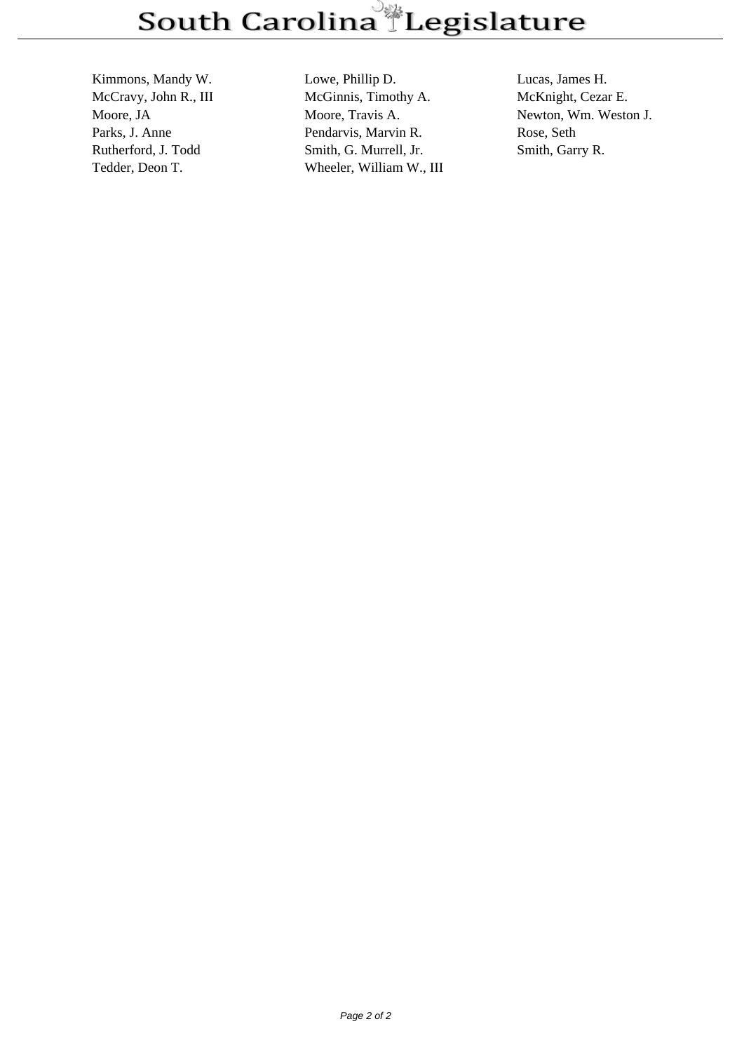Kimmons, Mandy W.
Lowe, Phillip D.
Lucas, James H.
McCravy, John R., III
McGinnis, Timothy A.
McKnight, Cezar E.
Moore, JA
Moore, Travis A.
Newton, Wm. Weston J.
Parks, J. Anne
Pendarvis, Marvin R.
Rose, Seth
Rutherford, J. Todd
Smith, G. Murrell, Jr.
Smith, Garry R.
Tedder, Deon T.
Wheeler, William W., III